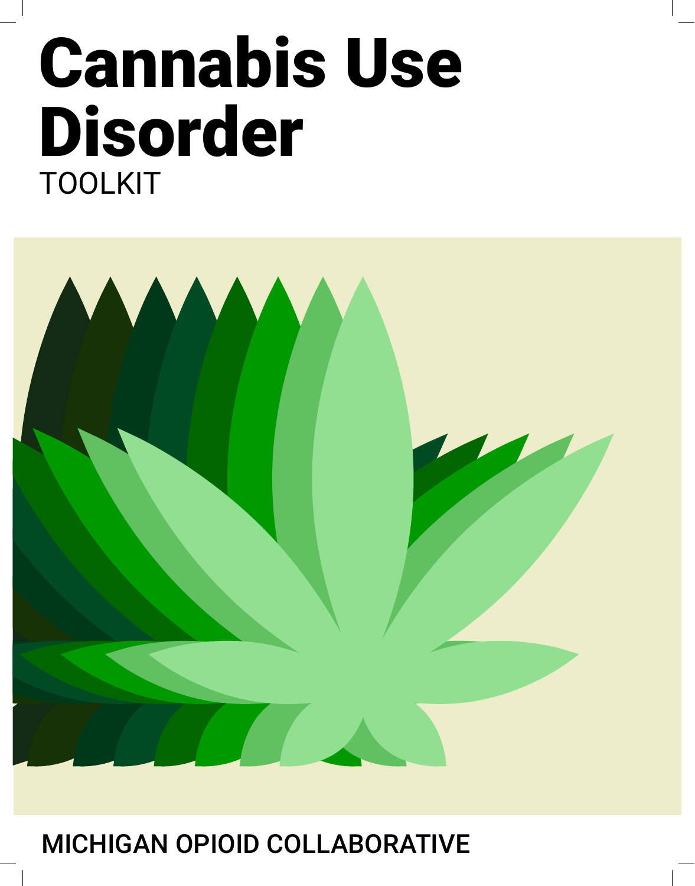# Cannabis Use Disorder

TOOLKIT

**MICHIGAN OPIOID COLLABORATIVE**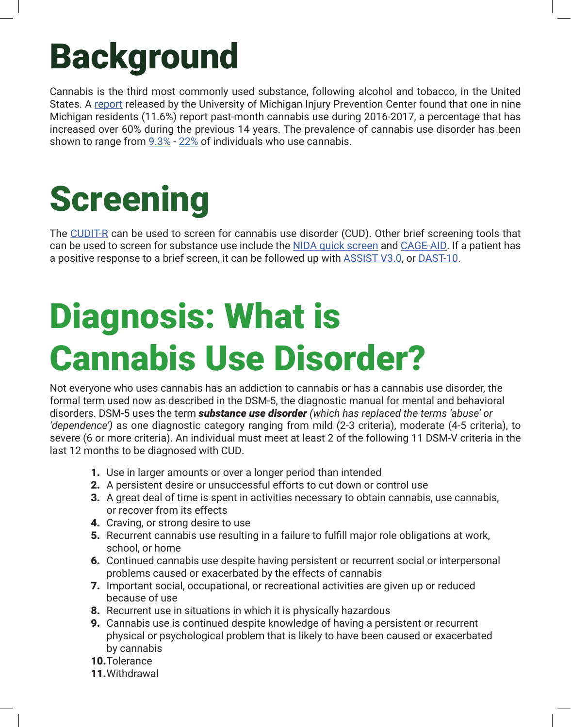# Background

Cannabis is the third most commonly used substance, following alcohol and tobacco, in the United States. A report released by the University of Michigan Injury Prevention Center found that one in nine Michigan residents (11.6%) report past-month cannabis use during 2016-2017, a percentage that has increased over 60% during the previous 14 years. The prevalence of cannabis use disorder has been shown to range from 9.3% - 22% of individuals who use cannabis.

# Screening

The CUDIT-R can be used to screen for cannabis use disorder (CUD). Other brief screening tools that can be used to screen for substance use include the NIDA quick screen and CAGE-AID. If a patient has a positive response to a brief screen, it can be followed up with ASSIST V3.0, or DAST-10.

# Diagnosis: What is Cannabis Use Disorder?

Not everyone who uses cannabis has an addiction to cannabis or has a cannabis use disorder, the formal term used now as described in the DSM-5, the diagnostic manual for mental and behavioral disorders. DSM-5 uses the term ***substance use disorder*** *(which has replaced the terms 'abuse' or 'dependence')* as one diagnostic category ranging from mild (2-3 criteria), moderate (4-5 criteria), to severe (6 or more criteria). An individual must meet at least 2 of the following 11 DSM-V criteria in the last 12 months to be diagnosed with CUD.

1. Use in larger amounts or over a longer period than intended
2. A persistent desire or unsuccessful efforts to cut down or control use
3. A great deal of time is spent in activities necessary to obtain cannabis, use cannabis, or recover from its effects
4. Craving, or strong desire to use
5. Recurrent cannabis use resulting in a failure to fulfill major role obligations at work, school, or home
6. Continued cannabis use despite having persistent or recurrent social or interpersonal problems caused or exacerbated by the effects of cannabis
7. Important social, occupational, or recreational activities are given up or reduced because of use
8. Recurrent use in situations in which it is physically hazardous
9. Cannabis use is continued despite knowledge of having a persistent or recurrent physical or psychological problem that is likely to have been caused or exacerbated by cannabis
10. Tolerance
11. Withdrawal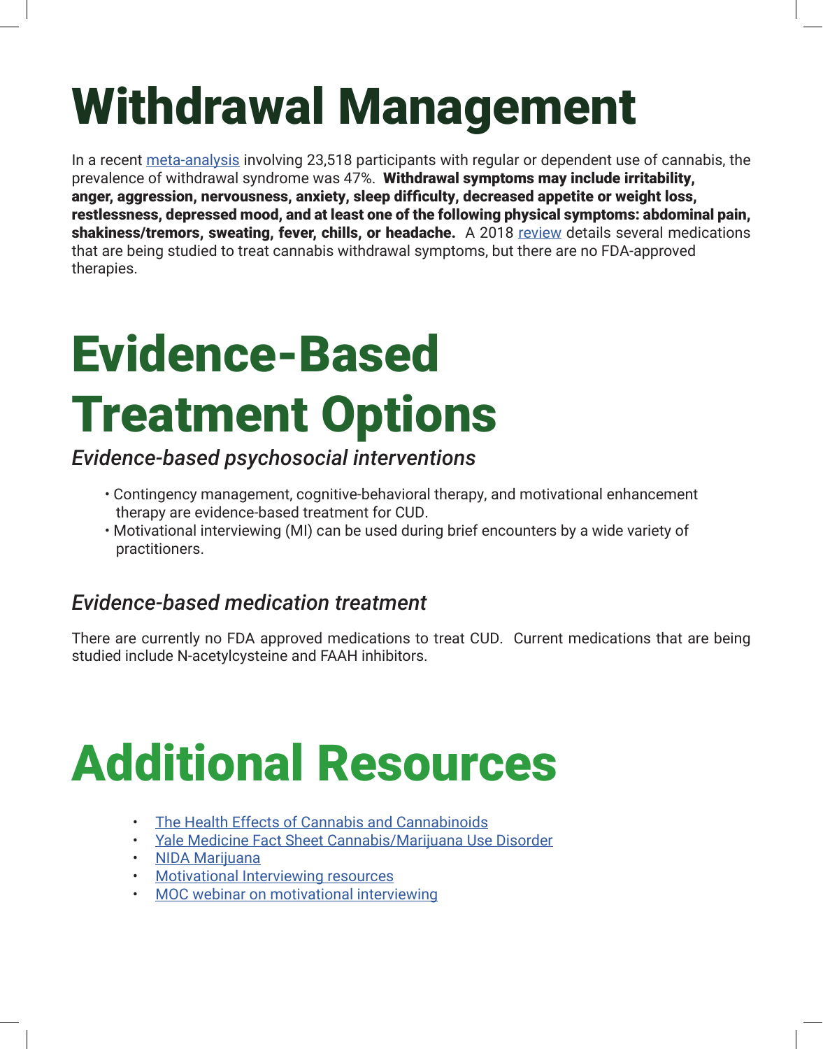# Withdrawal Management

In a recent meta-analysis involving 23,518 participants with regular or dependent use of cannabis, the prevalence of withdrawal syndrome was 47%. **Withdrawal symptoms may include irritability, anger, aggression, nervousness, anxiety, sleep difficulty, decreased appetite or weight loss, restlessness, depressed mood, and at least one of the following physical symptoms: abdominal pain, shakiness/tremors, sweating, fever, chills, or headache.** A 2018 review details several medications that are being studied to treat cannabis withdrawal symptoms, but there are no FDA-approved therapies.

# Evidence-Based Treatment Options

### *Evidence-based psychosocial interventions*

- Contingency management, cognitive-behavioral therapy, and motivational enhancement therapy are evidence-based treatment for CUD.
- Motivational interviewing (MI) can be used during brief encounters by a wide variety of practitioners.

### *Evidence-based medication treatment*

There are currently no FDA approved medications to treat CUD. Current medications that are being studied include N-acetylcysteine and FAAH inhibitors.

# Additional Resources

- The Health Effects of Cannabis and Cannabinoids
- Yale Medicine Fact Sheet Cannabis/Marijuana Use Disorder
- NIDA Marijuana
- Motivational Interviewing resources
- MOC webinar on motivational interviewing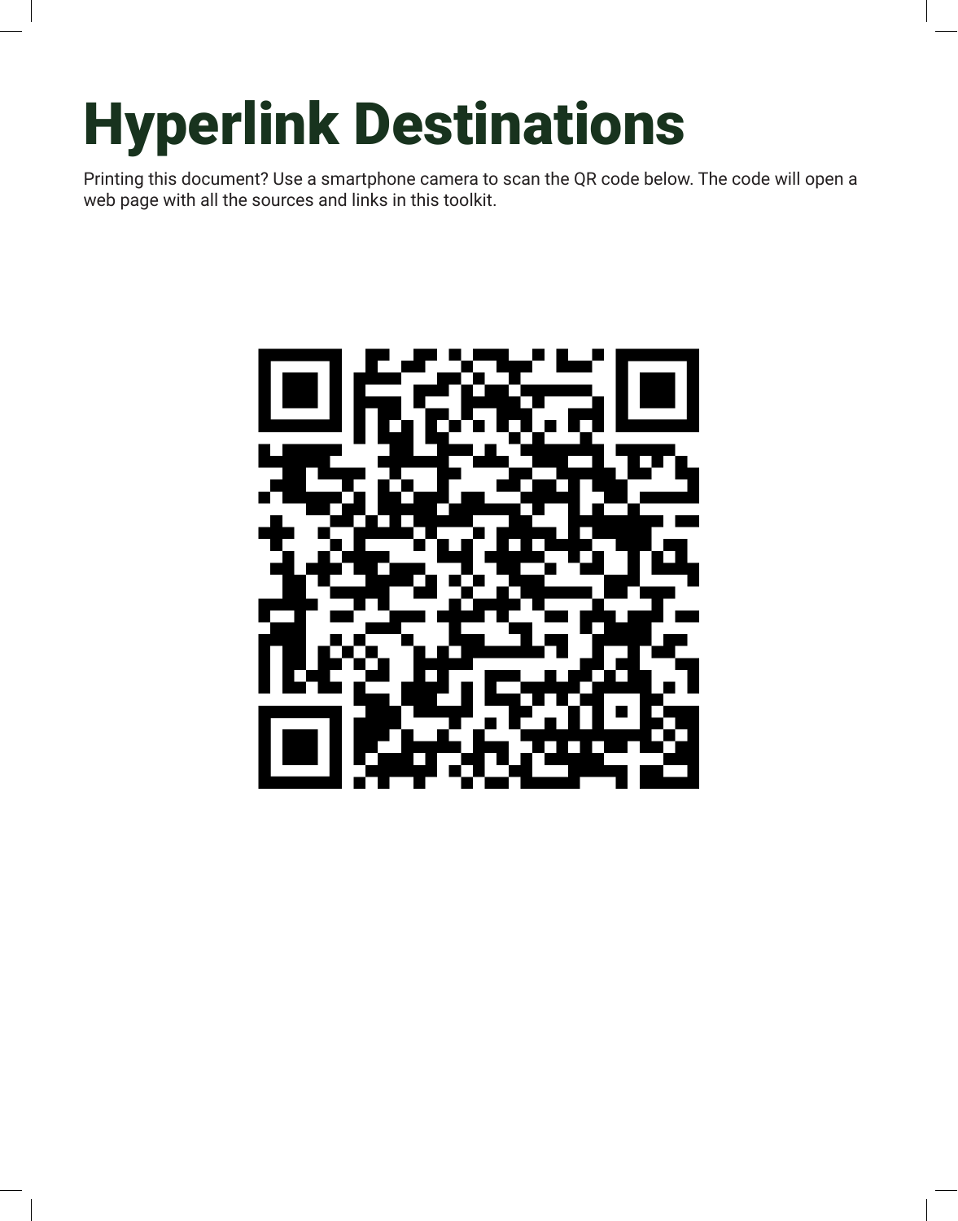# Hyperlink Destinations

Printing this document? Use a smartphone camera to scan the QR code below. The code will open a web page with all the sources and links in this toolkit.